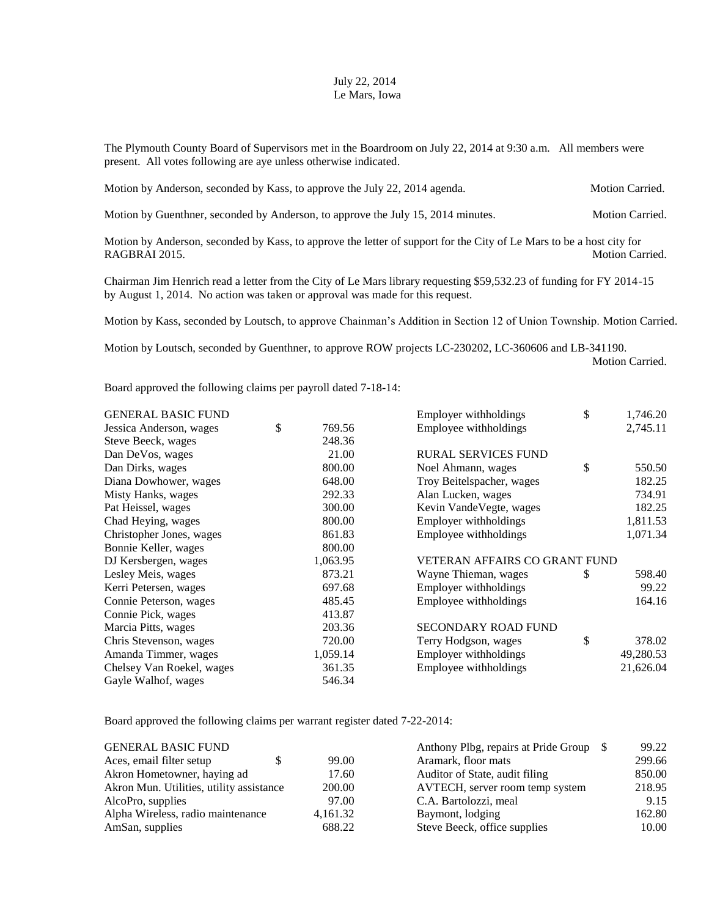July 22, 2014
Le Mars, Iowa

The Plymouth County Board of Supervisors met in the Boardroom on July 22, 2014 at 9:30 a.m. All members were present. All votes following are aye unless otherwise indicated.

Motion by Anderson, seconded by Kass, to approve the July 22, 2014 agenda. Motion Carried.

Motion by Guenthner, seconded by Anderson, to approve the July 15, 2014 minutes. Motion Carried.

Motion by Anderson, seconded by Kass, to approve the letter of support for the City of Le Mars to be a host city for RAGBRAI 2015. Motion Carried.

Chairman Jim Henrich read a letter from the City of Le Mars library requesting $59,532.23 of funding for FY 2014-15 by August 1, 2014. No action was taken or approval was made for this request.

Motion by Kass, seconded by Loutsch, to approve Chainman's Addition in Section 12 of Union Township. Motion Carried.

Motion by Loutsch, seconded by Guenthner, to approve ROW projects LC-230202, LC-360606 and LB-341190. Motion Carried.

Board approved the following claims per payroll dated 7-18-14:

| | |
|---|---|
| GENERAL BASIC FUND | |
| Jessica Anderson, wages | $ 769.56 |
| Steve Beeck, wages | 248.36 |
| Dan DeVos, wages | 21.00 |
| Dan Dirks, wages | 800.00 |
| Diana Dowhower, wages | 648.00 |
| Misty Hanks, wages | 292.33 |
| Pat Heissel, wages | 300.00 |
| Chad Heying, wages | 800.00 |
| Christopher Jones, wages | 861.83 |
| Bonnie Keller, wages | 800.00 |
| DJ Kersbergen, wages | 1,063.95 |
| Lesley Meis, wages | 873.21 |
| Kerri Petersen, wages | 697.68 |
| Connie Peterson, wages | 485.45 |
| Connie Pick, wages | 413.87 |
| Marcia Pitts, wages | 203.36 |
| Chris Stevenson, wages | 720.00 |
| Amanda Timmer, wages | 1,059.14 |
| Chelsey Van Roekel, wages | 361.35 |
| Gayle Walhof, wages | 546.34 |
| Employer withholdings | $ 1,746.20 |
| Employee withholdings | 2,745.11 |
| RURAL SERVICES FUND | |
| Noel Ahmann, wages | $ 550.50 |
| Troy Beitelspacher, wages | 182.25 |
| Alan Lucken, wages | 734.91 |
| Kevin VandeVegte, wages | 182.25 |
| Employer withholdings | 1,811.53 |
| Employee withholdings | 1,071.34 |
| VETERAN AFFAIRS CO GRANT FUND | |
| Wayne Thieman, wages | $ 598.40 |
| Employer withholdings | 99.22 |
| Employee withholdings | 164.16 |
| SECONDARY ROAD FUND | |
| Terry Hodgson, wages | $ 378.02 |
| Employer withholdings | 49,280.53 |
| Employee withholdings | 21,626.04 |

Board approved the following claims per warrant register dated 7-22-2014:

| | |
|---|---|
| GENERAL BASIC FUND | |
| Aces, email filter setup | $ 99.00 |
| Akron Hometowner, haying ad | 17.60 |
| Akron Mun. Utilities, utility assistance | 200.00 |
| AlcoPro, supplies | 97.00 |
| Alpha Wireless, radio maintenance | 4,161.32 |
| AmSan, supplies | 688.22 |
| Anthony Plbg, repairs at Pride Group | $ 99.22 |
| Aramark, floor mats | 299.66 |
| Auditor of State, audit filing | 850.00 |
| AVTECH, server room temp system | 218.95 |
| C.A. Bartolozzi, meal | 9.15 |
| Baymont, lodging | 162.80 |
| Steve Beeck, office supplies | 10.00 |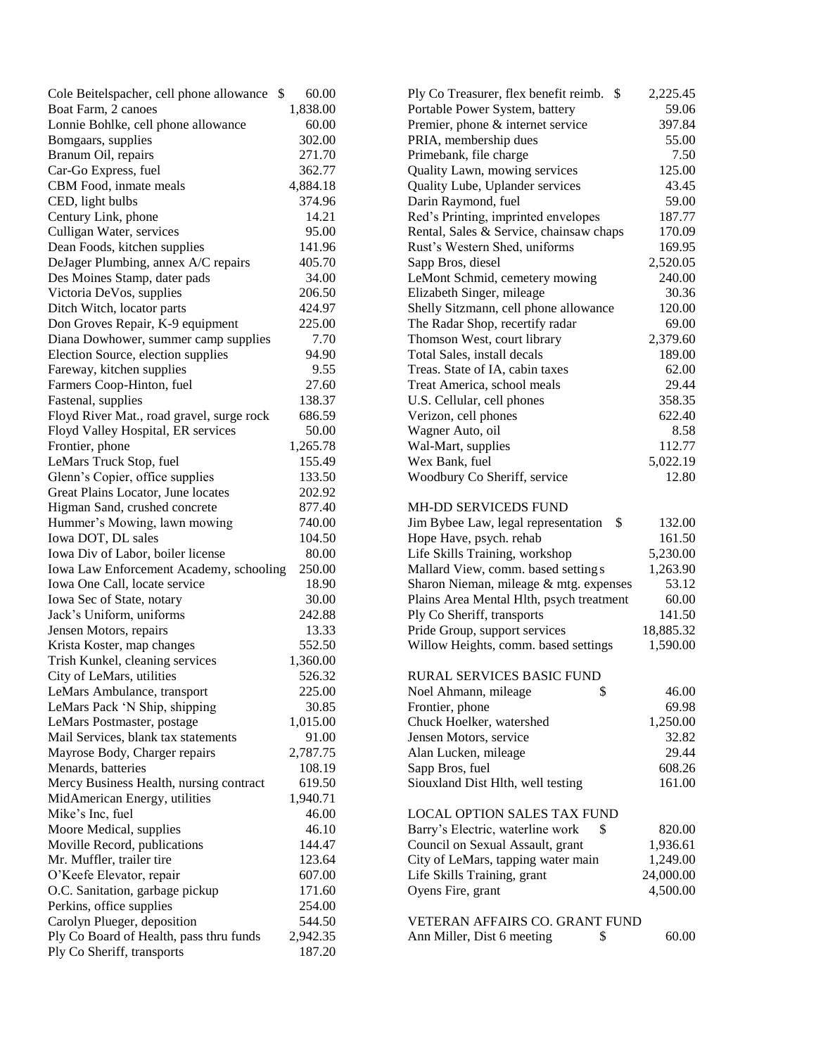| | |
|---|---|
| Cole Beitelspacher, cell phone allowance | $ 60.00 |
| Boat Farm, 2 canoes | 1,838.00 |
| Lonnie Bohlke, cell phone allowance | 60.00 |
| Bomgaars, supplies | 302.00 |
| Branum Oil, repairs | 271.70 |
| Car-Go Express, fuel | 362.77 |
| CBM Food, inmate meals | 4,884.18 |
| CED, light bulbs | 374.96 |
| Century Link, phone | 14.21 |
| Culligan Water, services | 95.00 |
| Dean Foods, kitchen supplies | 141.96 |
| DeJager Plumbing, annex A/C repairs | 405.70 |
| Des Moines Stamp, dater pads | 34.00 |
| Victoria DeVos, supplies | 206.50 |
| Ditch Witch, locator parts | 424.97 |
| Don Groves Repair, K-9 equipment | 225.00 |
| Diana Dowhower, summer camp supplies | 7.70 |
| Election Source, election supplies | 94.90 |
| Fareway, kitchen supplies | 9.55 |
| Farmers Coop-Hinton, fuel | 27.60 |
| Fastenal, supplies | 138.37 |
| Floyd River Mat., road gravel, surge rock | 686.59 |
| Floyd Valley Hospital, ER services | 50.00 |
| Frontier, phone | 1,265.78 |
| LeMars Truck Stop, fuel | 155.49 |
| Glenn's Copier, office supplies | 133.50 |
| Great Plains Locator, June locates | 202.92 |
| Higman Sand, crushed concrete | 877.40 |
| Hummer's Mowing, lawn mowing | 740.00 |
| Iowa DOT, DL sales | 104.50 |
| Iowa Div of Labor, boiler license | 80.00 |
| Iowa Law Enforcement Academy, schooling | 250.00 |
| Iowa One Call, locate service | 18.90 |
| Iowa Sec of State, notary | 30.00 |
| Jack's Uniform, uniforms | 242.88 |
| Jensen Motors, repairs | 13.33 |
| Krista Koster, map changes | 552.50 |
| Trish Kunkel, cleaning services | 1,360.00 |
| City of LeMars, utilities | 526.32 |
| LeMars Ambulance, transport | 225.00 |
| LeMars Pack 'N Ship, shipping | 30.85 |
| LeMars Postmaster, postage | 1,015.00 |
| Mail Services, blank tax statements | 91.00 |
| Mayrose Body, Charger repairs | 2,787.75 |
| Menards, batteries | 108.19 |
| Mercy Business Health, nursing contract | 619.50 |
| MidAmerican Energy, utilities | 1,940.71 |
| Mike's Inc, fuel | 46.00 |
| Moore Medical, supplies | 46.10 |
| Moville Record, publications | 144.47 |
| Mr. Muffler, trailer tire | 123.64 |
| O'Keefe Elevator, repair | 607.00 |
| O.C. Sanitation, garbage pickup | 171.60 |
| Perkins, office supplies | 254.00 |
| Carolyn Plueger, deposition | 544.50 |
| Ply Co Board of Health, pass thru funds | 2,942.35 |
| Ply Co Sheriff, transports | 187.20 |
| Ply Co Treasurer, flex benefit reimb. | $ 2,225.45 |
| Portable Power System, battery | 59.06 |
| Premier, phone & internet service | 397.84 |
| PRIA, membership dues | 55.00 |
| Primebank, file charge | 7.50 |
| Quality Lawn, mowing services | 125.00 |
| Quality Lube, Uplander services | 43.45 |
| Darin Raymond, fuel | 59.00 |
| Red's Printing, imprinted envelopes | 187.77 |
| Rental, Sales & Service, chainsaw chaps | 170.09 |
| Rust's Western Shed, uniforms | 169.95 |
| Sapp Bros, diesel | 2,520.05 |
| LeMont Schmid, cemetery mowing | 240.00 |
| Elizabeth Singer, mileage | 30.36 |
| Shelly Sitzmann, cell phone allowance | 120.00 |
| The Radar Shop, recertify radar | 69.00 |
| Thomson West, court library | 2,379.60 |
| Total Sales, install decals | 189.00 |
| Treas. State of IA, cabin taxes | 62.00 |
| Treat America, school meals | 29.44 |
| U.S. Cellular, cell phones | 358.35 |
| Verizon, cell phones | 622.40 |
| Wagner Auto, oil | 8.58 |
| Wal-Mart, supplies | 112.77 |
| Wex Bank, fuel | 5,022.19 |
| Woodbury Co Sheriff, service | 12.80 |

MH-DD SERVICEDS FUND

| | |
|---|---|
| Jim Bybee Law, legal representation | $ 132.00 |
| Hope Have, psych. rehab | 161.50 |
| Life Skills Training, workshop | 5,230.00 |
| Mallard View, comm. based settings | 1,263.90 |
| Sharon Nieman, mileage & mtg. expenses | 53.12 |
| Plains Area Mental Hlth, psych treatment | 60.00 |
| Ply Co Sheriff, transports | 141.50 |
| Pride Group, support services | 18,885.32 |
| Willow Heights, comm. based settings | 1,590.00 |

RURAL SERVICES BASIC FUND

| | |
|---|---|
| Noel Ahmann, mileage | $ 46.00 |
| Frontier, phone | 69.98 |
| Chuck Hoelker, watershed | 1,250.00 |
| Jensen Motors, service | 32.82 |
| Alan Lucken, mileage | 29.44 |
| Sapp Bros, fuel | 608.26 |
| Siouxland Dist Hlth, well testing | 161.00 |

LOCAL OPTION SALES TAX FUND

| | |
|---|---|
| Barry's Electric, waterline work | $ 820.00 |
| Council on Sexual Assault, grant | 1,936.61 |
| City of LeMars, tapping water main | 1,249.00 |
| Life Skills Training, grant | 24,000.00 |
| Oyens Fire, grant | 4,500.00 |

VETERAN AFFAIRS CO. GRANT FUND

| | |
|---|---|
| Ann Miller, Dist 6 meeting | $ 60.00 |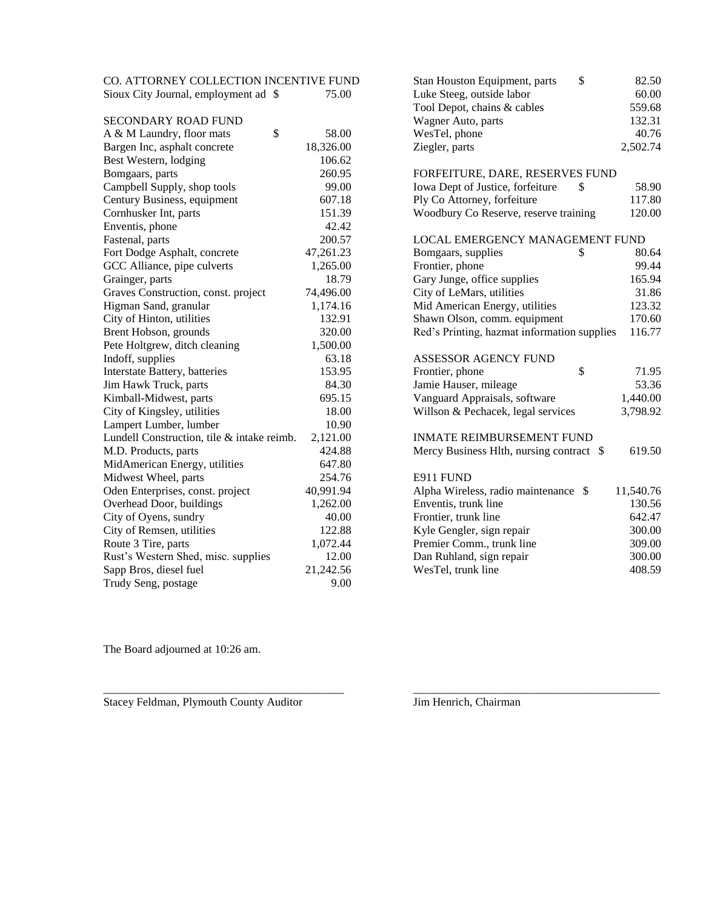CO. ATTORNEY COLLECTION INCENTIVE FUND

| | |
|---|---|
| Sioux City Journal, employment ad | $ 75.00 |

SECONDARY ROAD FUND

| | |
|---|---|
| A & M Laundry, floor mats | $ 58.00 |
| Bargen Inc, asphalt concrete | 18,326.00 |
| Best Western, lodging | 106.62 |
| Bomgaars, parts | 260.95 |
| Campbell Supply, shop tools | 99.00 |
| Century Business, equipment | 607.18 |
| Cornhusker Int, parts | 151.39 |
| Enventis, phone | 42.42 |
| Fastenal, parts | 200.57 |
| Fort Dodge Asphalt, concrete | 47,261.23 |
| GCC Alliance, pipe culverts | 1,265.00 |
| Grainger, parts | 18.79 |
| Graves Construction, const. project | 74,496.00 |
| Higman Sand, granular | 1,174.16 |
| City of Hinton, utilities | 132.91 |
| Brent Hobson, grounds | 320.00 |
| Pete Holtgrew, ditch cleaning | 1,500.00 |
| Indoff, supplies | 63.18 |
| Interstate Battery, batteries | 153.95 |
| Jim Hawk Truck, parts | 84.30 |
| Kimball-Midwest, parts | 695.15 |
| City of Kingsley, utilities | 18.00 |
| Lampert Lumber, lumber | 10.90 |
| Lundell Construction, tile & intake reimb. | 2,121.00 |
| M.D. Products, parts | 424.88 |
| MidAmerican Energy, utilities | 647.80 |
| Midwest Wheel, parts | 254.76 |
| Oden Enterprises, const. project | 40,991.94 |
| Overhead Door, buildings | 1,262.00 |
| City of Oyens, sundry | 40.00 |
| City of Remsen, utilities | 122.88 |
| Route 3 Tire, parts | 1,072.44 |
| Rust's Western Shed, misc. supplies | 12.00 |
| Sapp Bros, diesel fuel | 21,242.56 |
| Trudy Seng, postage | 9.00 |
| Stan Houston Equipment, parts | $ 82.50 |
| Luke Steeg, outside labor | 60.00 |
| Tool Depot, chains & cables | 559.68 |
| Wagner Auto, parts | 132.31 |
| WesTel, phone | 40.76 |
| Ziegler, parts | 2,502.74 |

FORFEITURE, DARE, RESERVES FUND

| | |
|---|---|
| Iowa Dept of Justice, forfeiture | $ 58.90 |
| Ply Co Attorney, forfeiture | 117.80 |
| Woodbury Co Reserve, reserve training | 120.00 |

LOCAL EMERGENCY MANAGEMENT FUND

| | |
|---|---|
| Bomgaars, supplies | $ 80.64 |
| Frontier, phone | 99.44 |
| Gary Junge, office supplies | 165.94 |
| City of LeMars, utilities | 31.86 |
| Mid American Energy, utilities | 123.32 |
| Shawn Olson, comm. equipment | 170.60 |
| Red's Printing, hazmat information supplies | 116.77 |

ASSESSOR AGENCY FUND

| | |
|---|---|
| Frontier, phone | $ 71.95 |
| Jamie Hauser, mileage | 53.36 |
| Vanguard Appraisals, software | 1,440.00 |
| Willson & Pechacek, legal services | 3,798.92 |

INMATE REIMBURSEMENT FUND

| | |
|---|---|
| Mercy Business Hlth, nursing contract | $ 619.50 |

E911 FUND

| | |
|---|---|
| Alpha Wireless, radio maintenance | $ 11,540.76 |
| Enventis, trunk line | 130.56 |
| Frontier, trunk line | 642.47 |
| Kyle Gengler, sign repair | 300.00 |
| Premier Comm., trunk line | 309.00 |
| Dan Ruhland, sign repair | 300.00 |
| WesTel, trunk line | 408.59 |

The Board adjourned at 10:26 am.

\_\_\_\_\_\_\_\_\_\_\_\_\_\_\_\_\_\_\_\_\_\_\_\_\_\_\_\_\_\_\_\_\_\_\_\_\_\_\_\_\_\_
Stacey Feldman, Plymouth County Auditor

\_\_\_\_\_\_\_\_\_\_\_\_\_\_\_\_\_\_\_\_\_\_\_\_\_\_\_\_\_\_\_\_\_\_\_\_\_\_\_\_\_\_
Jim Henrich, Chairman